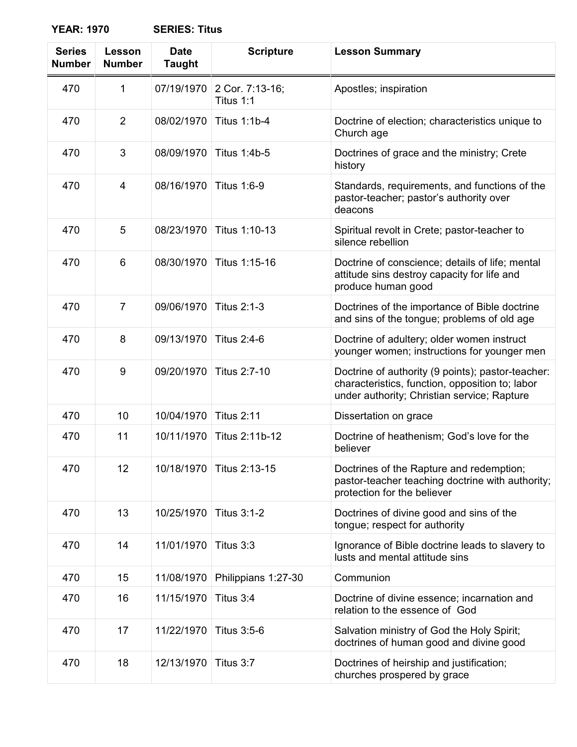**YEAR: 1970** **SERIES: Titus**

| Series Number | Lesson Number | Date Taught | Scripture | Lesson Summary |
|---|---|---|---|---|
| 470 | 1 | 07/19/1970 | 2 Cor. 7:13-16; Titus 1:1 | Apostles; inspiration |
| 470 | 2 | 08/02/1970 | Titus 1:1b-4 | Doctrine of election; characteristics unique to Church age |
| 470 | 3 | 08/09/1970 | Titus 1:4b-5 | Doctrines of grace and the ministry; Crete history |
| 470 | 4 | 08/16/1970 | Titus 1:6-9 | Standards, requirements, and functions of the pastor-teacher; pastor's authority over deacons |
| 470 | 5 | 08/23/1970 | Titus 1:10-13 | Spiritual revolt in Crete; pastor-teacher to silence rebellion |
| 470 | 6 | 08/30/1970 | Titus 1:15-16 | Doctrine of conscience; details of life; mental attitude sins destroy capacity for life and produce human good |
| 470 | 7 | 09/06/1970 | Titus 2:1-3 | Doctrines of the importance of Bible doctrine and sins of the tongue; problems of old age |
| 470 | 8 | 09/13/1970 | Titus 2:4-6 | Doctrine of adultery; older women instruct younger women; instructions for younger men |
| 470 | 9 | 09/20/1970 | Titus 2:7-10 | Doctrine of authority (9 points); pastor-teacher: characteristics, function, opposition to; labor under authority; Christian service; Rapture |
| 470 | 10 | 10/04/1970 | Titus 2:11 | Dissertation on grace |
| 470 | 11 | 10/11/1970 | Titus 2:11b-12 | Doctrine of heathenism; God's love for the believer |
| 470 | 12 | 10/18/1970 | Titus 2:13-15 | Doctrines of the Rapture and redemption; pastor-teacher teaching doctrine with authority; protection for the believer |
| 470 | 13 | 10/25/1970 | Titus 3:1-2 | Doctrines of divine good and sins of the tongue; respect for authority |
| 470 | 14 | 11/01/1970 | Titus 3:3 | Ignorance of Bible doctrine leads to slavery to lusts and mental attitude sins |
| 470 | 15 | 11/08/1970 | Philippians 1:27-30 | Communion |
| 470 | 16 | 11/15/1970 | Titus 3:4 | Doctrine of divine essence; incarnation and relation to the essence of God |
| 470 | 17 | 11/22/1970 | Titus 3:5-6 | Salvation ministry of God the Holy Spirit; doctrines of human good and divine good |
| 470 | 18 | 12/13/1970 | Titus 3:7 | Doctrines of heirship and justification; churches prospered by grace |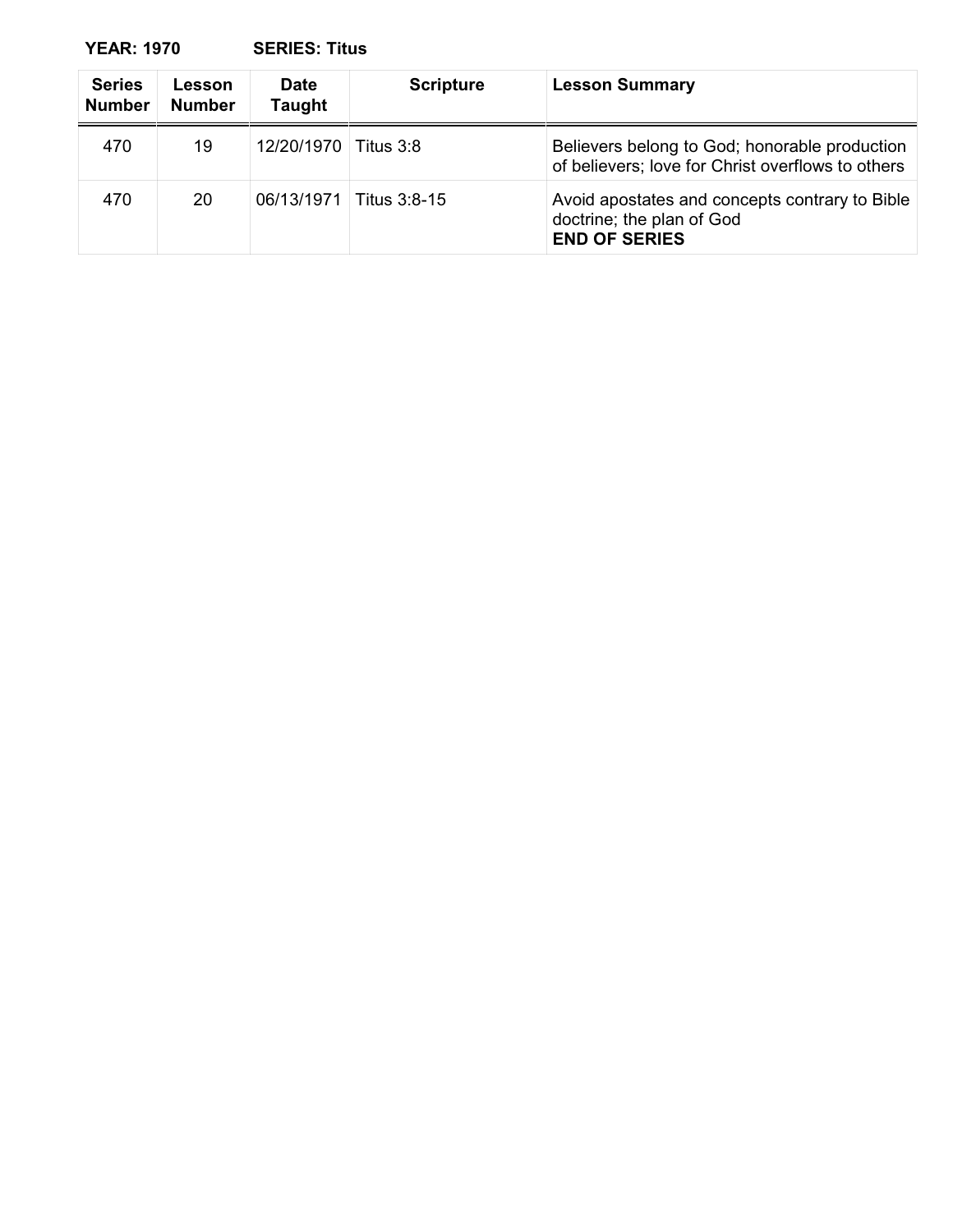**YEAR: 1970** **SERIES: Titus**

| Series Number | Lesson Number | Date Taught | Scripture | Lesson Summary |
|---|---|---|---|---|
| 470 | 19 | 12/20/1970 | Titus 3:8 | Believers belong to God; honorable production of believers; love for Christ overflows to others |
| 470 | 20 | 06/13/1971 | Titus 3:8-15 | Avoid apostates and concepts contrary to Bible doctrine; the plan of God **END OF SERIES** |